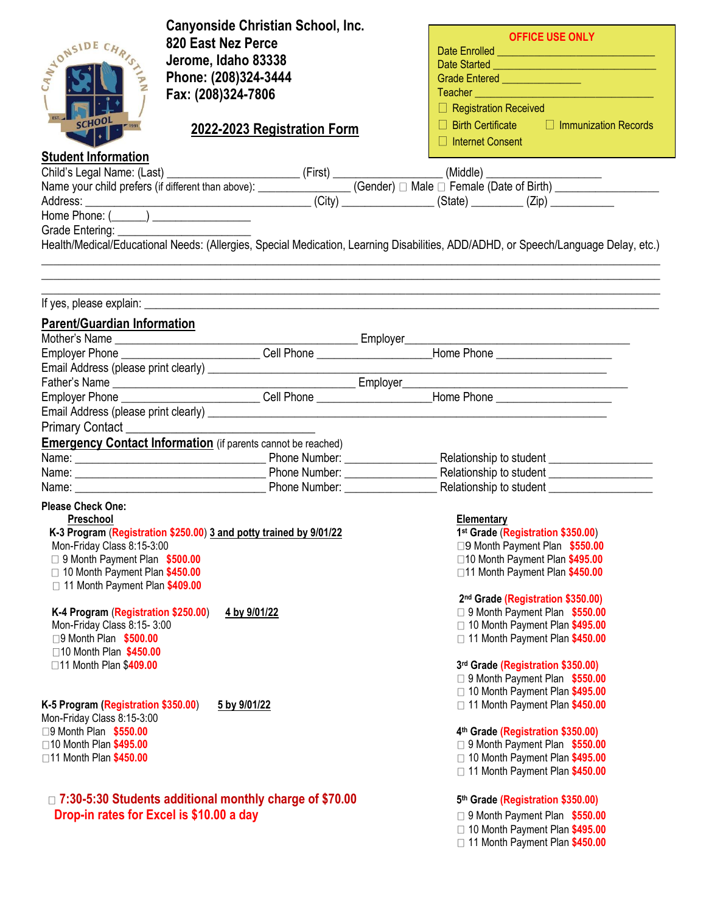**Canyonside Christian School, Inc.**
**820 East Nez Perce**
**Jerome, Idaho 83338**
**Phone: (208)324-3444**
**Fax: (208)324-7806**

# 2022-2023 Registration Form

**OFFICE USE ONLY**
Date Enrolled ____________________________
Date Started ____________________________
Grade Entered ______________
Teacher ________________________________
☐ Registration Received
☐ Birth Certificate ☐ Immunization Records
☐ Internet Consent

## Student Information

Child's Legal Name: (Last) ______________________ (First) __________________ (Middle) __________________
Name your child prefers (if different than above): _______________ (Gender) ☐ Male ☐ Female (Date of Birth) _________________
Address: _______________________________________ (City) _______________ (State) ________ (Zip) ___________
Home Phone: (______) _________________
Grade Entering: ______________________
Health/Medical/Educational Needs: (Allergies, Special Medication, Learning Disabilities, ADD/ADHD, or Speech/Language Delay, etc.)
____________________________________________________________________________________________
____________________________________________________________________________________________
____________________________________________________________________________________________
If yes, please explain: _________________________________________________________________________

## Parent/Guardian Information

Mother's Name ________________________________________ Employer_____________________________________
Employer Phone _______________________ Cell Phone ___________________Home Phone ___________________
Email Address (please print clearly) _____________________________________________________________________
Father's Name ________________________________________ Employer_____________________________________
Employer Phone _______________________ Cell Phone ___________________Home Phone ___________________
Email Address (please print clearly) _____________________________________________________________________
Primary Contact _________________________________

## Emergency Contact Information (if parents cannot be reached)

Name: ________________________________ Phone Number: _______________ Relationship to student _________________
Name: ________________________________ Phone Number: _______________ Relationship to student _________________
Name: ________________________________ Phone Number: _______________ Relationship to student _________________

**Please Check One:**

**Preschool**

**K-3 Program (Registration $250.00) 3 and potty trained by 9/01/22**
Mon-Friday Class 8:15-3:00
☐ 9 Month Payment Plan **$500.00**
☐ 10 Month Payment Plan **$450.00**
☐ 11 Month Payment Plan **$409.00**

**K-4 Program (Registration $250.00) 4 by 9/01/22**
Mon-Friday Class 8:15- 3:00
☐ 9 Month Plan **$500.00**
☐ 10 Month Plan **$450.00**
☐ 11 Month Plan **$409.00**

**K-5 Program (Registration $350.00) 5 by 9/01/22**
Mon-Friday Class 8:15-3:00
☐ 9 Month Plan **$550.00**
☐ 10 Month Plan **$495.00**
☐ 11 Month Plan **$450.00**

☐ **7:30-5:30 Students additional monthly charge of $70.00**
**Drop-in rates for Excel is $10.00 a day**

**Elementary**

**1st Grade (Registration $350.00)**
☐ 9 Month Payment Plan **$550.00**
☐ 10 Month Payment Plan **$495.00**
☐ 11 Month Payment Plan **$450.00**

**2nd Grade (Registration $350.00)**
☐ 9 Month Payment Plan **$550.00**
☐ 10 Month Payment Plan **$495.00**
☐ 11 Month Payment Plan **$450.00**

**3rd Grade (Registration $350.00)**
☐ 9 Month Payment Plan **$550.00**
☐ 10 Month Payment Plan **$495.00**
☐ 11 Month Payment Plan **$450.00**

**4th Grade (Registration $350.00)**
☐ 9 Month Payment Plan **$550.00**
☐ 10 Month Payment Plan **$495.00**
☐ 11 Month Payment Plan **$450.00**

**5th Grade (Registration $350.00)**
☐ 9 Month Payment Plan **$550.00**
☐ 10 Month Payment Plan **$495.00**
☐ 11 Month Payment Plan **$450.00**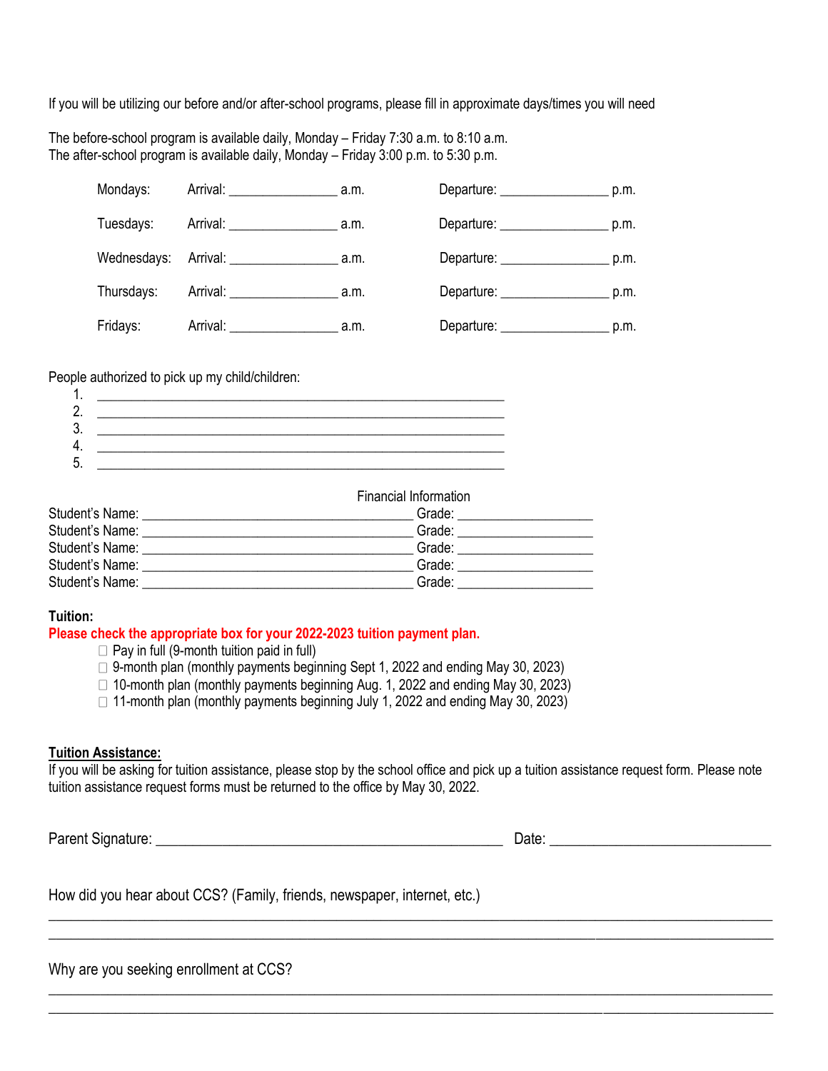If you will be utilizing our before and/or after-school programs, please fill in approximate days/times you will need

The before-school program is available daily, Monday – Friday 7:30 a.m. to 8:10 a.m.
The after-school program is available daily, Monday – Friday 3:00 p.m. to 5:30 p.m.

| | | | |
|---|---|---|---|
| Mondays: | Arrival: _______________ a.m. | | Departure: _______________ p.m. |
| Tuesdays: | Arrival: _______________ a.m. | | Departure: _______________ p.m. |
| Wednesdays: | Arrival: _______________ a.m. | | Departure: _______________ p.m. |
| Thursdays: | Arrival: _______________ a.m. | | Departure: _______________ p.m. |
| Fridays: | Arrival: _______________ a.m. | | Departure: _______________ p.m. |

People authorized to pick up my child/children:

1. ____________________________________________________________
2. ____________________________________________________________
3. ____________________________________________________________
4. ____________________________________________________________
5. ____________________________________________________________

Financial Information

Student's Name: ________________________________________ Grade: ____________________
Student's Name: ________________________________________ Grade: ____________________
Student's Name: ________________________________________ Grade: ____________________
Student's Name: ________________________________________ Grade: ____________________
Student's Name: ________________________________________ Grade: ____________________

**Tuition:**

**Please check the appropriate box for your 2022-2023 tuition payment plan.**

- ☐ Pay in full (9-month tuition paid in full)
- ☐ 9-month plan (monthly payments beginning Sept 1, 2022 and ending May 30, 2023)
- ☐ 10-month plan (monthly payments beginning Aug. 1, 2022 and ending May 30, 2023)
- ☐ 11-month plan (monthly payments beginning July 1, 2022 and ending May 30, 2023)

**Tuition Assistance:**

If you will be asking for tuition assistance, please stop by the school office and pick up a tuition assistance request form. Please note tuition assistance request forms must be returned to the office by May 30, 2022.

Parent Signature: __________________________________________________ Date: ________________________________

How did you hear about CCS? (Family, friends, newspaper, internet, etc.)

______________________________________________________________________________________________

______________________________________________________________________________________________

Why are you seeking enrollment at CCS?

______________________________________________________________________________________________

______________________________________________________________________________________________